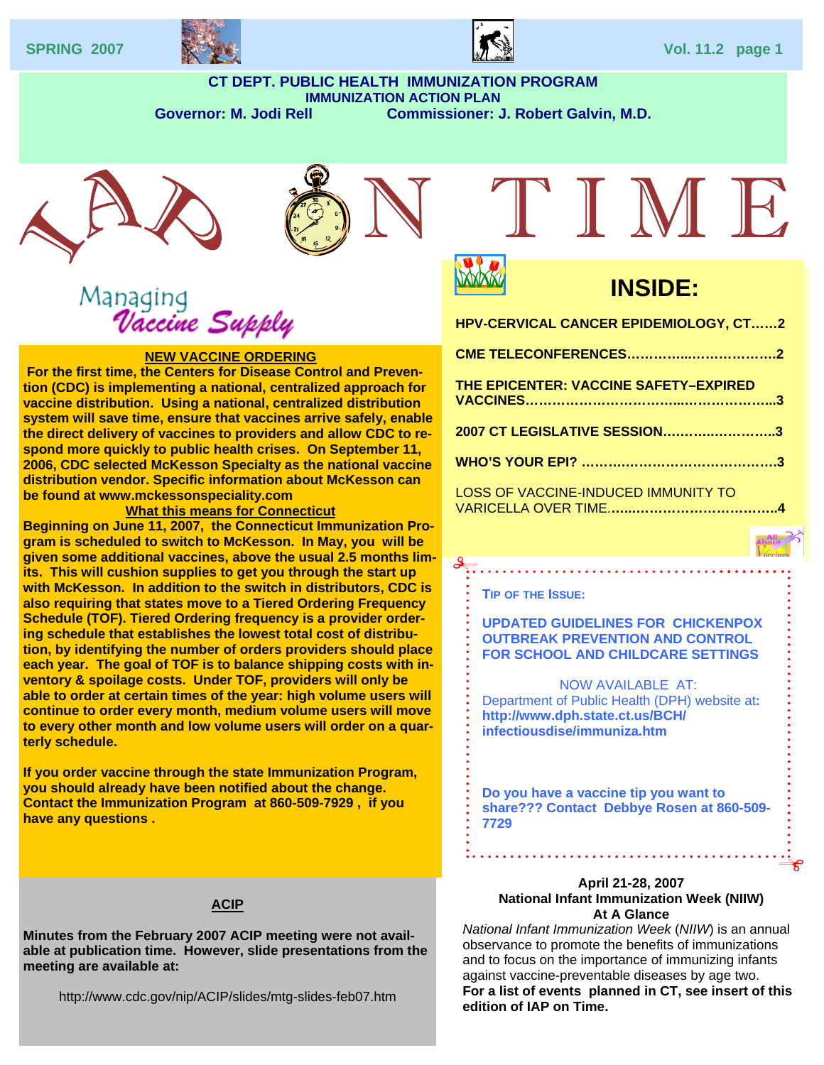SPRING 2007

# CT DEPT. PUBLIC HEALTH IMMUNIZATION PROGRAM

## IMMUNIZATION ACTION PLAN

**Governor: M. Jodi Rell** **Commissioner: J. Robert Galvin, M.D.**

# IAP ON TIME

## Managing *Vaccine Supply*

### NEW VACCINE ORDERING

**For the first time, the Centers for Disease Control and Prevention (CDC) is implementing a national, centralized approach for vaccine distribution. Using a national, centralized distribution system will save time, ensure that vaccines arrive safely, enable the direct delivery of vaccines to providers and allow CDC to respond more quickly to public health crises. On September 11, 2006, CDC selected McKesson Specialty as the national vaccine distribution vendor. Specific information about McKesson can be found at www.mckessonspeciality.com**

### What this means for Connecticut

**Beginning on June 11, 2007, the Connecticut Immunization Program is scheduled to switch to McKesson. In May, you will be given some additional vaccines, above the usual 2.5 months limits. This will cushion supplies to get you through the start up with McKesson. In addition to the switch in distributors, CDC is also requiring that states move to a Tiered Ordering Frequency Schedule (TOF). Tiered Ordering frequency is a provider ordering schedule that establishes the lowest total cost of distribution, by identifying the number of orders providers should place each year. The goal of TOF is to balance shipping costs with inventory & spoilage costs. Under TOF, providers will only be able to order at certain times of the year: high volume users will continue to order every month, medium volume users will move to every other month and low volume users will order on a quarterly schedule.**

**If you order vaccine through the state Immunization Program, you should already have been notified about the change. Contact the Immunization Program at 860-509-7929 , if you have any questions .**

### ACIP

**Minutes from the February 2007 ACIP meeting were not available at publication time. However, slide presentations from the meeting are available at:**

http://www.cdc.gov/nip/ACIP/slides/mtg-slides-feb07.htm

## INSIDE:

**HPV-CERVICAL CANCER EPIDEMIOLOGY, CT……2**

**CME TELECONFERENCES…………..………………2**

**THE EPICENTER: VACCINE SAFETY–EXPIRED VACCINES……………………………...………………..3**

**2007 CT LEGISLATIVE SESSION………..…………..3**

**WHO'S YOUR EPI? ……………………………………..3**

LOSS OF VACCINE-INDUCED IMMUNITY TO VARICELLA OVER TIME……..……………………………..4

**TIP OF THE ISSUE:**

**UPDATED GUIDELINES FOR CHICKENPOX OUTBREAK PREVENTION AND CONTROL FOR SCHOOL AND CHILDCARE SETTINGS**

NOW AVAILABLE AT:
Department of Public Health (DPH) website at**:**
**http://www.dph.state.ct.us/BCH/infectiousdise/immuniza.htm**

**Do you have a vaccine tip you want to share??? Contact Debbye Rosen at 860-509-7729**

**April 21-28, 2007**
**National Infant Immunization Week (NIIW)**
**At A Glance**

*National Infant Immunization Week* (*NIIW*) is an annual observance to promote the benefits of immunizations and to focus on the importance of immunizing infants against vaccine-preventable diseases by age two. **For a list of events planned in CT, see insert of this edition of IAP on Time.**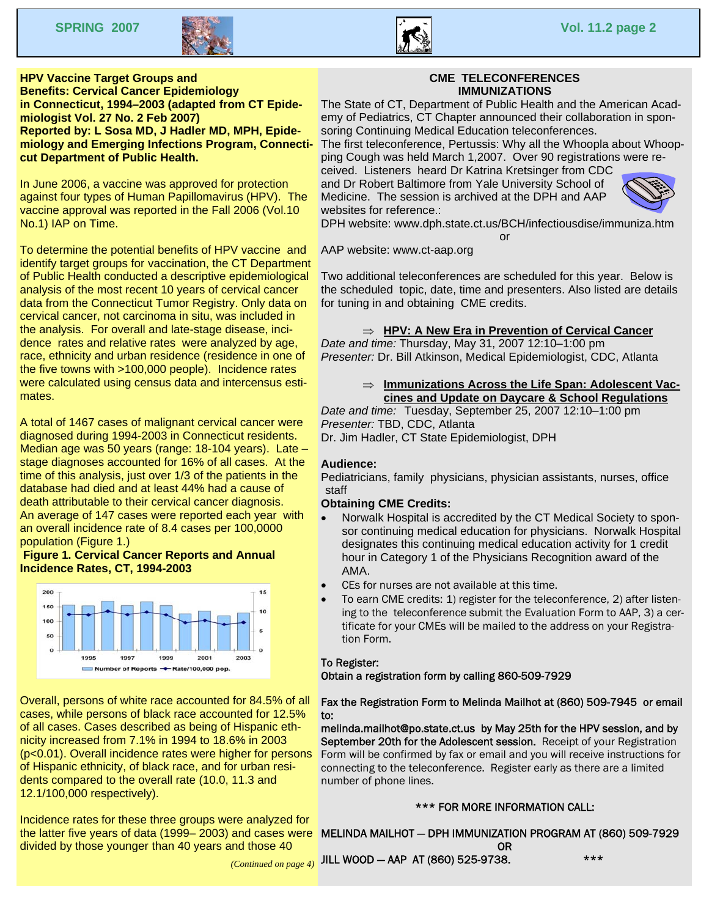## HPV Vaccine Target Groups and Benefits: Cervical Cancer Epidemiology in Connecticut, 1994–2003 (adapted from CT Epidemiologist Vol. 27 No. 2 Feb 2007)

**Reported by: L Sosa MD, J Hadler MD, MPH, Epidemiology and Emerging Infections Program, Connecticut Department of Public Health.**

In June 2006, a vaccine was approved for protection against four types of Human Papillomavirus (HPV). The vaccine approval was reported in the Fall 2006 (Vol.10 No.1) IAP on Time.

To determine the potential benefits of HPV vaccine and identify target groups for vaccination, the CT Department of Public Health conducted a descriptive epidemiological analysis of the most recent 10 years of cervical cancer data from the Connecticut Tumor Registry. Only data on cervical cancer, not carcinoma in situ, was included in the analysis. For overall and late-stage disease, incidence rates and relative rates were analyzed by age, race, ethnicity and urban residence (residence in one of the five towns with >100,000 people). Incidence rates were calculated using census data and intercensus estimates.

A total of 1467 cases of malignant cervical cancer were diagnosed during 1994-2003 in Connecticut residents. Median age was 50 years (range: 18-104 years). Late – stage diagnoses accounted for 16% of all cases. At the time of this analysis, just over 1/3 of the patients in the database had died and at least 44% had a cause of death attributable to their cervical cancer diagnosis. An average of 147 cases were reported each year with an overall incidence rate of 8.4 cases per 100,0000 population (Figure 1.)

**Figure 1. Cervical Cancer Reports and Annual Incidence Rates, CT, 1994-2003**

Overall, persons of white race accounted for 84.5% of all cases, while persons of black race accounted for 12.5% of all cases. Cases described as being of Hispanic ethnicity increased from 7.1% in 1994 to 18.6% in 2003 ($p<0.01$). Overall incidence rates were higher for persons of Hispanic ethnicity, of black race, and for urban residents compared to the overall rate (10.0, 11.3 and 12.1/100,000 respectively).

Incidence rates for these three groups were analyzed for the latter five years of data (1999– 2003) and cases were divided by those younger than 40 years and those 40

*(Continued on page 4)*

## CME TELECONFERENCES IMMUNIZATIONS

The State of CT, Department of Public Health and the American Academy of Pediatrics, CT Chapter announced their collaboration in sponsoring Continuing Medical Education teleconferences.

The first teleconference, Pertussis: Why all the Whoopla about Whooping Cough was held March 1,2007. Over 90 registrations were received. Listeners heard Dr Katrina Kretsinger from CDC and Dr Robert Baltimore from Yale University School of Medicine. The session is archived at the DPH and AAP websites for reference.:

DPH website: www.dph.state.ct.us/BCH/infectiousdise/immuniza.htm

or

AAP website: www.ct-aap.org

Two additional teleconferences are scheduled for this year. Below is the scheduled topic, date, time and presenters. Also listed are details for tuning in and obtaining CME credits.

⇒ **HPV: A New Era in Prevention of Cervical Cancer**

*Date and time:* Thursday, May 31, 2007 12:10–1:00 pm
*Presenter:* Dr. Bill Atkinson, Medical Epidemiologist, CDC, Atlanta

⇒ **Immunizations Across the Life Span: Adolescent Vaccines and Update on Daycare & School Regulations**

*Date and time:* Tuesday, September 25, 2007 12:10–1:00 pm
*Presenter:* TBD, CDC, Atlanta
Dr. Jim Hadler, CT State Epidemiologist, DPH

**Audience:**

Pediatricians, family physicians, physician assistants, nurses, office staff

**Obtaining CME Credits:**

- Norwalk Hospital is accredited by the CT Medical Society to sponsor continuing medical education for physicians. Norwalk Hospital designates this continuing medical education activity for 1 credit hour in Category 1 of the Physicians Recognition award of the AMA.
- CEs for nurses are not available at this time.
- To earn CME credits: 1) register for the teleconference, 2) after listening to the teleconference submit the Evaluation Form to AAP, 3) a certificate for your CMEs will be mailed to the address on your Registration Form.

**To Register:**
**Obtain a registration form by calling 860-509-7929**

**Fax the Registration Form to Melinda Mailhot at (860) 509-7945 or email to:**

**melinda.mailhot@po.state.ct.us by May 25th for the HPV session, and by September 20th for the Adolescent session.** Receipt of your Registration Form will be confirmed by fax or email and you will receive instructions for connecting to the teleconference. Register early as there are a limited number of phone lines.

*** FOR MORE INFORMATION CALL:

MELINDA MAILHOT — DPH IMMUNIZATION PROGRAM AT (860) 509-7929

OR

JILL WOOD — AAP AT (860) 525-9738. ***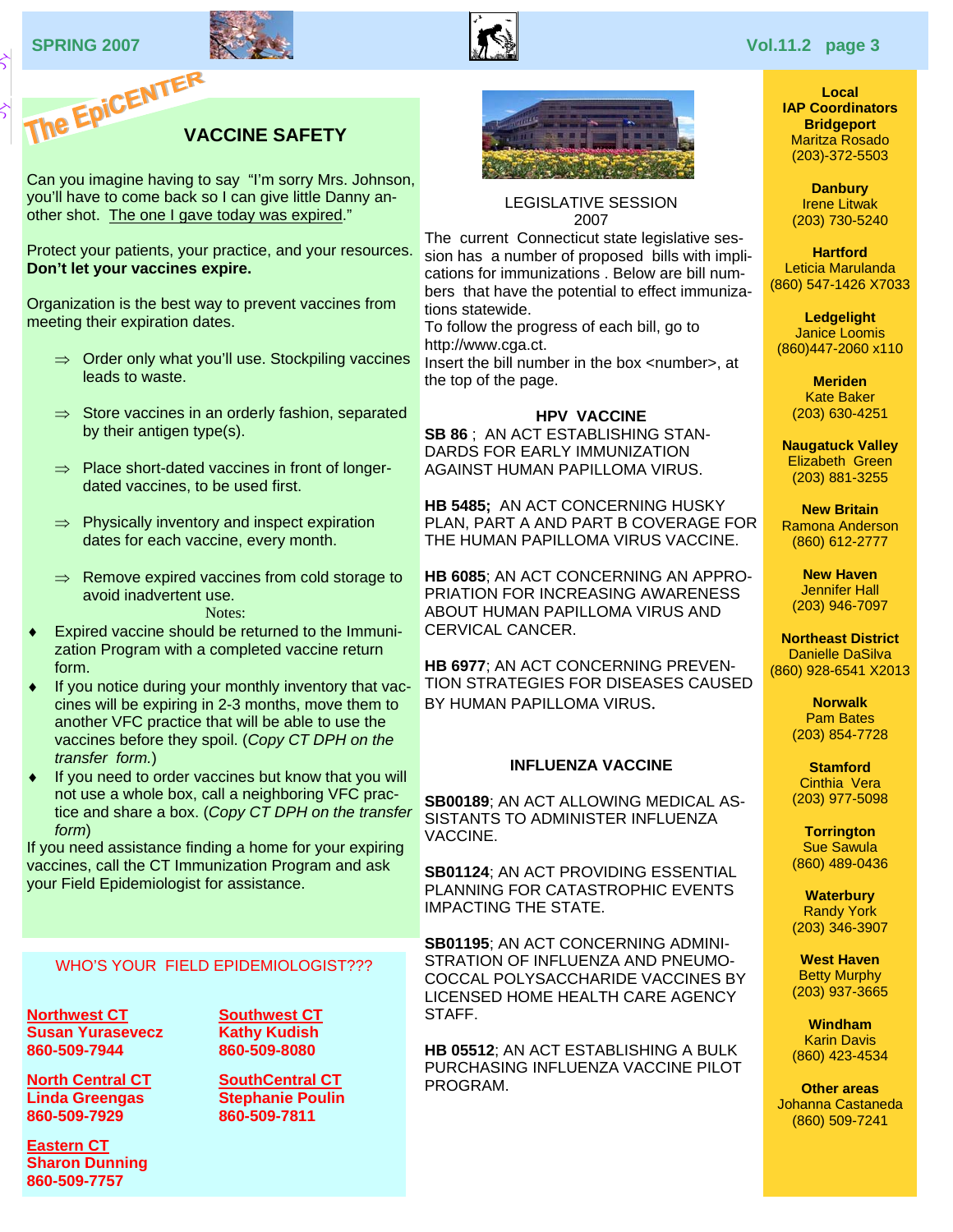## The EpiCENTER

## VACCINE SAFETY

Can you imagine having to say "I'm sorry Mrs. Johnson, you'll have to come back so I can give little Danny another shot. The one I gave today was expired."

Protect your patients, your practice, and your resources. **Don't let your vaccines expire.**

Organization is the best way to prevent vaccines from meeting their expiration dates.

- ⇒ Order only what you'll use. Stockpiling vaccines leads to waste.
- ⇒ Store vaccines in an orderly fashion, separated by their antigen type(s).
- ⇒ Place short-dated vaccines in front of longer-dated vaccines, to be used first.
- ⇒ Physically inventory and inspect expiration dates for each vaccine, every month.
- ⇒ Remove expired vaccines from cold storage to avoid inadvertent use.

Notes:

- Expired vaccine should be returned to the Immunization Program with a completed vaccine return form.
- If you notice during your monthly inventory that vaccines will be expiring in 2-3 months, move them to another VFC practice that will be able to use the vaccines before they spoil. (*Copy CT DPH on the transfer form.*)
- If you need to order vaccines but know that you will not use a whole box, call a neighboring VFC practice and share a box. (*Copy CT DPH on the transfer form*)

If you need assistance finding a home for your expiring vaccines, call the CT Immunization Program and ask your Field Epidemiologist for assistance.

### WHO'S YOUR FIELD EPIDEMIOLOGIST???

**Northwest CT**
**Susan Yurasevecz**
**860-509-7944**

**North Central CT**
**Linda Greengas**
**860-509-7929**

**Eastern CT**
**Sharon Dunning**
**860-509-7757**

**Southwest CT**
**Kathy Kudish**
**860-509-8080**

**SouthCentral CT**
**Stephanie Poulin**
**860-509-7811**

## LEGISLATIVE SESSION 2007

The current Connecticut state legislative session has a number of proposed bills with implications for immunizations . Below are bill numbers that have the potential to effect immunizations statewide.
To follow the progress of each bill, go to http://www.cga.ct.
Insert the bill number in the box <number>, at the top of the page.

### HPV VACCINE

**SB 86** ; AN ACT ESTABLISHING STANDARDS FOR EARLY IMMUNIZATION AGAINST HUMAN PAPILLOMA VIRUS.

**HB 5485;** AN ACT CONCERNING HUSKY PLAN, PART A AND PART B COVERAGE FOR THE HUMAN PAPILLOMA VIRUS VACCINE.

**HB 6085**; AN ACT CONCERNING AN APPROPRIATION FOR INCREASING AWARENESS ABOUT HUMAN PAPILLOMA VIRUS AND CERVICAL CANCER.

**HB 6977**; AN ACT CONCERNING PREVENTION STRATEGIES FOR DISEASES CAUSED BY HUMAN PAPILLOMA VIRUS.

### INFLUENZA VACCINE

**SB00189**; AN ACT ALLOWING MEDICAL ASSISTANTS TO ADMINISTER INFLUENZA VACCINE.

**SB01124**; AN ACT PROVIDING ESSENTIAL PLANNING FOR CATASTROPHIC EVENTS IMPACTING THE STATE.

**SB01195**; AN ACT CONCERNING ADMINISTRATION OF INFLUENZA AND PNEUMOCOCCAL POLYSACCHARIDE VACCINES BY LICENSED HOME HEALTH CARE AGENCY STAFF.

**HB 05512**; AN ACT ESTABLISHING A BULK PURCHASING INFLUENZA VACCINE PILOT PROGRAM.

### Local IAP Coordinators

**Bridgeport**
Maritza Rosado
(203)-372-5503

**Danbury**
Irene Litwak
(203) 730-5240

**Hartford**
Leticia Marulanda
(860) 547-1426 X7033

**Ledgelight**
Janice Loomis
(860)447-2060 x110

**Meriden**
Kate Baker
(203) 630-4251

**Naugatuck Valley**
Elizabeth Green
(203) 881-3255

**New Britain**
Ramona Anderson
(860) 612-2777

**New Haven**
Jennifer Hall
(203) 946-7097

**Northeast District**
Danielle DaSilva
(860) 928-6541 X2013

**Norwalk**
Pam Bates
(203) 854-7728

**Stamford**
Cinthia Vera
(203) 977-5098

**Torrington**
Sue Sawula
(860) 489-0436

**Waterbury**
Randy York
(203) 346-3907

**West Haven**
Betty Murphy
(203) 937-3665

**Windham**
Karin Davis
(860) 423-4534

**Other areas**
Johanna Castaneda
(860) 509-7241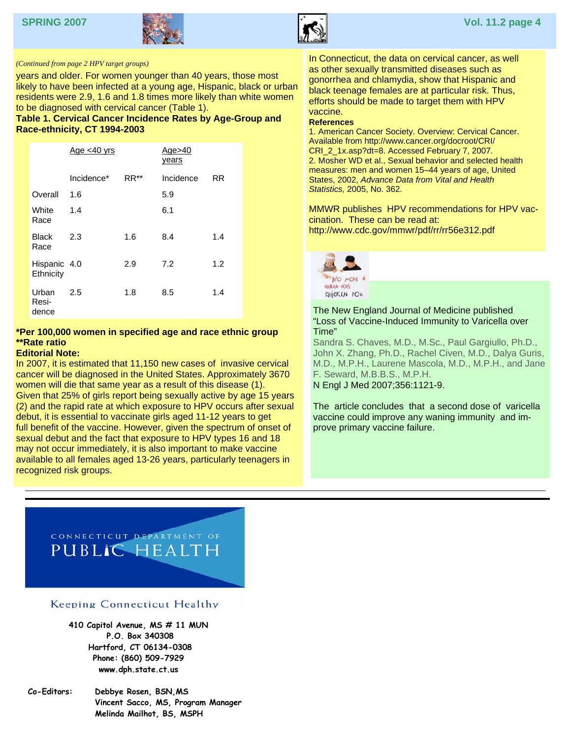*(Continued from page 2 HPV target groups)*

years and older. For women younger than 40 years, those most likely to have been infected at a young age, Hispanic, black or urban residents were 2.9, 1.6 and 1.8 times more likely than white women to be diagnosed with cervical cancer (Table 1).

**Table 1. Cervical Cancer Incidence Rates by Age-Group and Race-ethnicity, CT 1994-2003**

| | Age <40 yrs | | Age>40 years | |
|---|---|---|---|---|
| | Incidence* | RR** | Incidence | RR |
| Overall | 1.6 | | 5.9 | |
| White Race | 1.4 | | 6.1 | |
| Black Race | 2.3 | 1.6 | 8.4 | 1.4 |
| Hispanic Ethnicity | 4.0 | 2.9 | 7.2 | 1.2 |
| Urban Residence | 2.5 | 1.8 | 8.5 | 1.4 |

**\*Per 100,000 women in specified age and race ethnic group**
**\*\*Rate ratio**

**Editorial Note:**

In 2007, it is estimated that 11,150 new cases of invasive cervical cancer will be diagnosed in the United States. Approximately 3670 women will die that same year as a result of this disease (1). Given that 25% of girls report being sexually active by age 15 years (2) and the rapid rate at which exposure to HPV occurs after sexual debut, it is essential to vaccinate girls aged 11-12 years to get full benefit of the vaccine. However, given the spectrum of onset of sexual debut and the fact that exposure to HPV types 16 and 18 may not occur immediately, it is also important to make vaccine available to all females aged 13-26 years, particularly teenagers in recognized risk groups.

In Connecticut, the data on cervical cancer, as well as other sexually transmitted diseases such as gonorrhea and chlamydia, show that Hispanic and black teenage females are at particular risk. Thus, efforts should be made to target them with HPV vaccine.

**References**

1. American Cancer Society. Overview: Cervical Cancer. Available from http://www.cancer.org/docroot/CRI/CRI_2_1x.asp?dt=8. Accessed February 7, 2007.
2. Mosher WD et al., Sexual behavior and selected health measures: men and women 15–44 years of age, United States, 2002, *Advance Data from Vital and Health Statistics,* 2005, No. 362.

MMWR publishes HPV recommendations for HPV vaccination. These can be read at: http://www.cdc.gov/mmwr/pdf/rr/rr56e312.pdf

The New England Journal of Medicine published "Loss of Vaccine-Induced Immunity to Varicella over Time"

Sandra S. Chaves, M.D., M.Sc., Paul Gargiullo, Ph.D., John X. Zhang, Ph.D., Rachel Civen, M.D., Dalya Guris, M.D., M.P.H., Laurene Mascola, M.D., M.P.H., and Jane F. Seward, M.B.B.S., M.P.H.

N Engl J Med 2007;356:1121-9.

The article concludes that a second dose of varicella vaccine could improve any waning immunity and improve primary vaccine failure.

CONNECTICUT DEPARTMENT OF PUBLIC HEALTH

Keeping Connecticut Healthy

410 Capitol Avenue, MS # 11 MUN
P.O. Box 340308
Hartford, CT 06134-0308
Phone: (860) 509-7929
www.dph.state.ct.us

Co-Editors: Debbye Rosen, BSN,MS
Vincent Sacco, MS, Program Manager
Melinda Mailhot, BS, MSPH